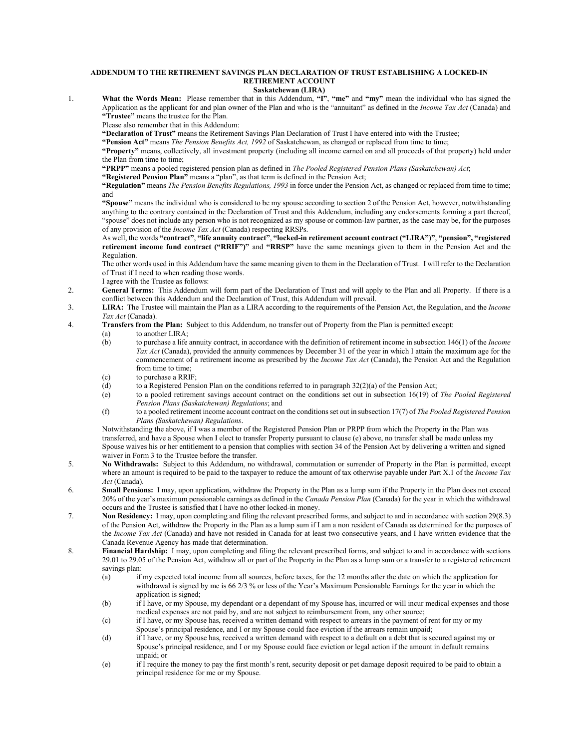# ADDENDUM TO THE RETIREMENT SAVINGS PLAN DECLARATION OF TRUST ESTABLISHING A LOCKED-IN RETIREMENT ACCOUNT

## Saskatchewan (LIRA)

1. **What the Words Mean:** Please remember that in this Addendum, **"I"**, **"me"** and **"my"** mean the individual who has signed the Application as the applicant for and plan owner of the Plan and who is the "annuitant" as defined in the *Income Tax Act* (Canada) and **"Trustee"** means the trustee for the Plan.

   Please also remember that in this Addendum:

   **"Declaration of Trust"** means the Retirement Savings Plan Declaration of Trust I have entered into with the Trustee;

   **"Pension Act"** means *The Pension Benefits Act, 1992* of Saskatchewan, as changed or replaced from time to time;

   **"Property"** means, collectively, all investment property (including all income earned on and all proceeds of that property) held under the Plan from time to time;

   **"PRPP"** means a pooled registered pension plan as defined in *The Pooled Registered Pension Plans (Saskatchewan) Act*;

   **"Registered Pension Plan"** means a "plan", as that term is defined in the Pension Act;

   **"Regulation"** means *The Pension Benefits Regulations, 1993* in force under the Pension Act, as changed or replaced from time to time; and

   **"Spouse"** means the individual who is considered to be my spouse according to section 2 of the Pension Act, however, notwithstanding anything to the contrary contained in the Declaration of Trust and this Addendum, including any endorsements forming a part thereof, "spouse" does not include any person who is not recognized as my spouse or common-law partner, as the case may be, for the purposes of any provision of the *Income Tax Act* (Canada) respecting RRSPs.

   As well, the words **"contract"**, **"life annuity contract"**, **"locked-in retirement account contract ("LIRA")"**, **"pension"**, **"registered retirement income fund contract ("RRIF")"** and **"RRSP"** have the same meanings given to them in the Pension Act and the Regulation.

   The other words used in this Addendum have the same meaning given to them in the Declaration of Trust. I will refer to the Declaration of Trust if I need to when reading those words.

   I agree with the Trustee as follows:

2. **General Terms:** This Addendum will form part of the Declaration of Trust and will apply to the Plan and all Property. If there is a conflict between this Addendum and the Declaration of Trust, this Addendum will prevail.

3. **LIRA:** The Trustee will maintain the Plan as a LIRA according to the requirements of the Pension Act, the Regulation, and the *Income Tax Act* (Canada).

4. **Transfers from the Plan:** Subject to this Addendum, no transfer out of Property from the Plan is permitted except:
   (a) to another LIRA;
   (b) to purchase a life annuity contract, in accordance with the definition of retirement income in subsection 146(1) of the *Income Tax Act* (Canada), provided the annuity commences by December 31 of the year in which I attain the maximum age for the commencement of a retirement income as prescribed by the *Income Tax Act* (Canada), the Pension Act and the Regulation from time to time;
   (c) to purchase a RRIF;
   (d) to a Registered Pension Plan on the conditions referred to in paragraph 32(2)(a) of the Pension Act;
   (e) to a pooled retirement savings account contract on the conditions set out in subsection 16(19) of *The Pooled Registered Pension Plans (Saskatchewan) Regulations*; and
   (f) to a pooled retirement income account contract on the conditions set out in subsection 17(7) of *The Pooled Registered Pension Plans (Saskatchewan) Regulations*.

   Notwithstanding the above, if I was a member of the Registered Pension Plan or PRPP from which the Property in the Plan was transferred, and have a Spouse when I elect to transfer Property pursuant to clause (e) above, no transfer shall be made unless my Spouse waives his or her entitlement to a pension that complies with section 34 of the Pension Act by delivering a written and signed waiver in Form 3 to the Trustee before the transfer.

5. **No Withdrawals:** Subject to this Addendum, no withdrawal, commutation or surrender of Property in the Plan is permitted, except where an amount is required to be paid to the taxpayer to reduce the amount of tax otherwise payable under Part X.1 of the *Income Tax Act* (Canada).

6. **Small Pensions:** I may, upon application, withdraw the Property in the Plan as a lump sum if the Property in the Plan does not exceed 20% of the year's maximum pensionable earnings as defined in the *Canada Pension Plan* (Canada) for the year in which the withdrawal occurs and the Trustee is satisfied that I have no other locked-in money.

7. **Non Residency:** I may, upon completing and filing the relevant prescribed forms, and subject to and in accordance with section 29(8.3) of the Pension Act, withdraw the Property in the Plan as a lump sum if I am a non resident of Canada as determined for the purposes of the *Income Tax Act* (Canada) and have not resided in Canada for at least two consecutive years, and I have written evidence that the Canada Revenue Agency has made that determination.

8. **Financial Hardship:** I may, upon completing and filing the relevant prescribed forms, and subject to and in accordance with sections 29.01 to 29.05 of the Pension Act, withdraw all or part of the Property in the Plan as a lump sum or a transfer to a registered retirement savings plan:
   (a) if my expected total income from all sources, before taxes, for the 12 months after the date on which the application for withdrawal is signed by me is 66 2/3 % or less of the Year's Maximum Pensionable Earnings for the year in which the application is signed;
   (b) if I have, or my Spouse, my dependant or a dependant of my Spouse has, incurred or will incur medical expenses and those medical expenses are not paid by, and are not subject to reimbursement from, any other source;
   (c) if I have, or my Spouse has, received a written demand with respect to arrears in the payment of rent for my or my Spouse's principal residence, and I or my Spouse could face eviction if the arrears remain unpaid;
   (d) if I have, or my Spouse has, received a written demand with respect to a default on a debt that is secured against my or Spouse's principal residence, and I or my Spouse could face eviction or legal action if the amount in default remains unpaid; or
   (e) if I require the money to pay the first month's rent, security deposit or pet damage deposit required to be paid to obtain a principal residence for me or my Spouse.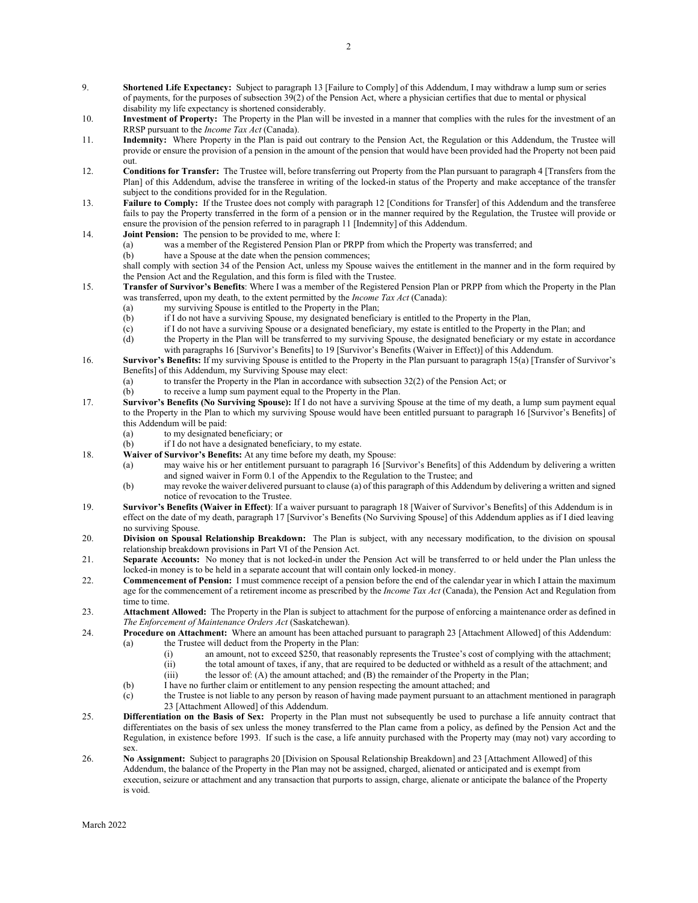9. **Shortened Life Expectancy:** Subject to paragraph 13 [Failure to Comply] of this Addendum, I may withdraw a lump sum or series of payments, for the purposes of subsection 39(2) of the Pension Act, where a physician certifies that due to mental or physical disability my life expectancy is shortened considerably.
10. **Investment of Property:** The Property in the Plan will be invested in a manner that complies with the rules for the investment of an RRSP pursuant to the *Income Tax Act* (Canada).
11. **Indemnity:** Where Property in the Plan is paid out contrary to the Pension Act, the Regulation or this Addendum, the Trustee will provide or ensure the provision of a pension in the amount of the pension that would have been provided had the Property not been paid out.
12. **Conditions for Transfer:** The Trustee will, before transferring out Property from the Plan pursuant to paragraph 4 [Transfers from the Plan] of this Addendum, advise the transferee in writing of the locked-in status of the Property and make acceptance of the transfer subject to the conditions provided for in the Regulation.
13. **Failure to Comply:** If the Trustee does not comply with paragraph 12 [Conditions for Transfer] of this Addendum and the transferee fails to pay the Property transferred in the form of a pension or in the manner required by the Regulation, the Trustee will provide or ensure the provision of the pension referred to in paragraph 11 [Indemnity] of this Addendum.
14. **Joint Pension:** The pension to be provided to me, where I:
    - (a) was a member of the Registered Pension Plan or PRPP from which the Property was transferred; and
    - (b) have a Spouse at the date when the pension commences;

    shall comply with section 34 of the Pension Act, unless my Spouse waives the entitlement in the manner and in the form required by the Pension Act and the Regulation, and this form is filed with the Trustee.
15. **Transfer of Survivor's Benefits**: Where I was a member of the Registered Pension Plan or PRPP from which the Property in the Plan was transferred, upon my death, to the extent permitted by the *Income Tax Act* (Canada):
    - (a) my surviving Spouse is entitled to the Property in the Plan;
    - (b) if I do not have a surviving Spouse, my designated beneficiary is entitled to the Property in the Plan,
    - (c) if I do not have a surviving Spouse or a designated beneficiary, my estate is entitled to the Property in the Plan; and
    - (d) the Property in the Plan will be transferred to my surviving Spouse, the designated beneficiary or my estate in accordance with paragraphs 16 [Survivor's Benefits] to 19 [Survivor's Benefits (Waiver in Effect)] of this Addendum.
16. **Survivor's Benefits:** If my surviving Spouse is entitled to the Property in the Plan pursuant to paragraph 15(a) [Transfer of Survivor's Benefits] of this Addendum, my Surviving Spouse may elect:
    - (a) to transfer the Property in the Plan in accordance with subsection 32(2) of the Pension Act; or
    - (b) to receive a lump sum payment equal to the Property in the Plan.
17. **Survivor's Benefits (No Surviving Spouse):** If I do not have a surviving Spouse at the time of my death, a lump sum payment equal to the Property in the Plan to which my surviving Spouse would have been entitled pursuant to paragraph 16 [Survivor's Benefits] of this Addendum will be paid:
    - (a) to my designated beneficiary; or
    - (b) if I do not have a designated beneficiary, to my estate.
18. **Waiver of Survivor's Benefits:** At any time before my death, my Spouse:
    - (a) may waive his or her entitlement pursuant to paragraph 16 [Survivor's Benefits] of this Addendum by delivering a written and signed waiver in Form 0.1 of the Appendix to the Regulation to the Trustee; and
    - (b) may revoke the waiver delivered pursuant to clause (a) of this paragraph of this Addendum by delivering a written and signed notice of revocation to the Trustee.
19. **Survivor's Benefits (Waiver in Effect)**: If a waiver pursuant to paragraph 18 [Waiver of Survivor's Benefits] of this Addendum is in effect on the date of my death, paragraph 17 [Survivor's Benefits (No Surviving Spouse] of this Addendum applies as if I died leaving no surviving Spouse.
20. **Division on Spousal Relationship Breakdown:** The Plan is subject, with any necessary modification, to the division on spousal relationship breakdown provisions in Part VI of the Pension Act.
21. **Separate Accounts:** No money that is not locked-in under the Pension Act will be transferred to or held under the Plan unless the locked-in money is to be held in a separate account that will contain only locked-in money.
22. **Commencement of Pension:** I must commence receipt of a pension before the end of the calendar year in which I attain the maximum age for the commencement of a retirement income as prescribed by the *Income Tax Act* (Canada), the Pension Act and Regulation from time to time.
23. **Attachment Allowed:** The Property in the Plan is subject to attachment for the purpose of enforcing a maintenance order as defined in *The Enforcement of Maintenance Orders Act* (Saskatchewan).
24. **Procedure on Attachment:** Where an amount has been attached pursuant to paragraph 23 [Attachment Allowed] of this Addendum:
    - (a) the Trustee will deduct from the Property in the Plan:
        - (i) an amount, not to exceed $250, that reasonably represents the Trustee's cost of complying with the attachment;
        - (ii) the total amount of taxes, if any, that are required to be deducted or withheld as a result of the attachment; and
        - (iii) the lessor of: (A) the amount attached; and (B) the remainder of the Property in the Plan;
    - (b) I have no further claim or entitlement to any pension respecting the amount attached; and
    - (c) the Trustee is not liable to any person by reason of having made payment pursuant to an attachment mentioned in paragraph 23 [Attachment Allowed] of this Addendum.
25. **Differentiation on the Basis of Sex:** Property in the Plan must not subsequently be used to purchase a life annuity contract that differentiates on the basis of sex unless the money transferred to the Plan came from a policy, as defined by the Pension Act and the Regulation, in existence before 1993. If such is the case, a life annuity purchased with the Property may (may not) vary according to sex.
26. **No Assignment:** Subject to paragraphs 20 [Division on Spousal Relationship Breakdown] and 23 [Attachment Allowed] of this Addendum, the balance of the Property in the Plan may not be assigned, charged, alienated or anticipated and is exempt from execution, seizure or attachment and any transaction that purports to assign, charge, alienate or anticipate the balance of the Property is void.

March 2022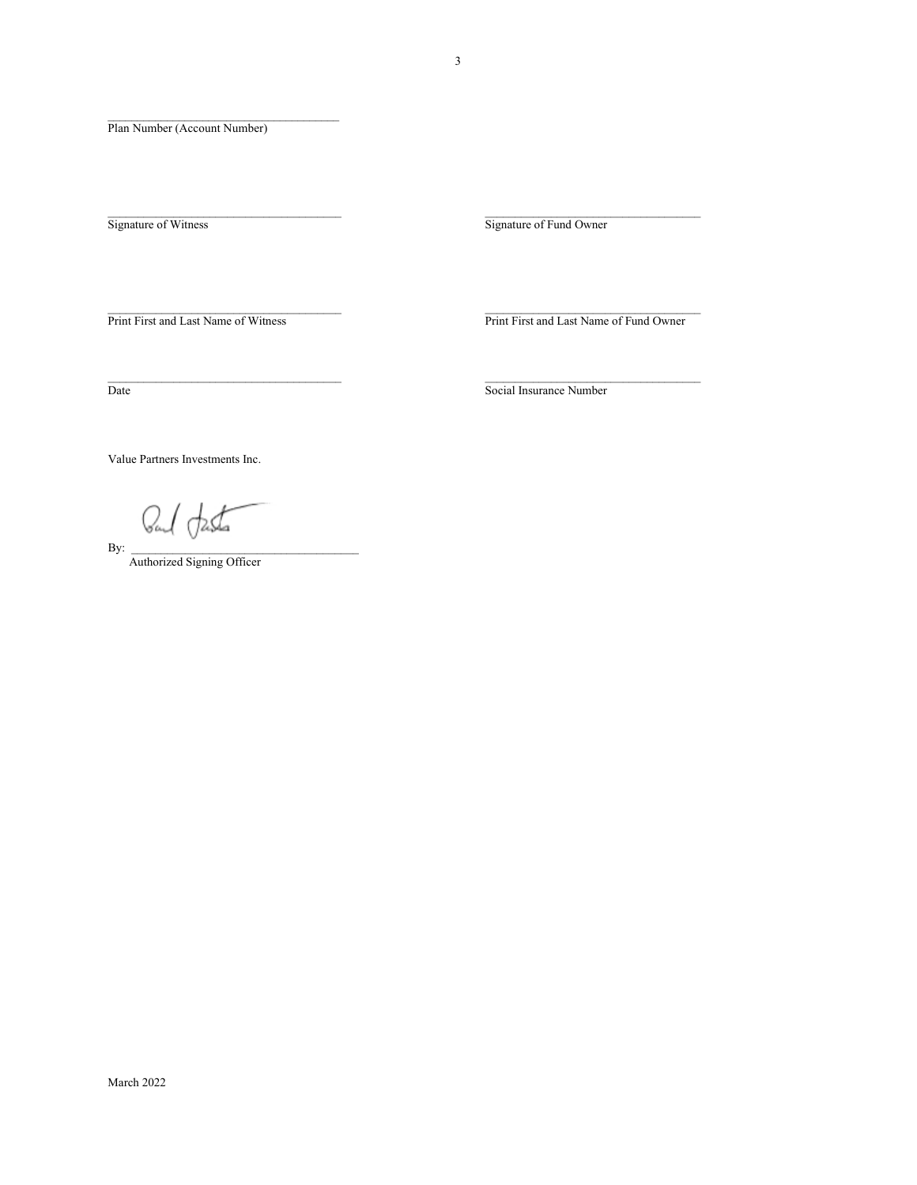______________________________________
Plan Number (Account Number)

______________________________________
Signature of Witness

______________________________________
Signature of Fund Owner

______________________________________
Print First and Last Name of Witness

______________________________________
Print First and Last Name of Fund Owner

______________________________________
Date

______________________________________
Social Insurance Number

Value Partners Investments Inc.

By: ______________________________________
Authorized Signing Officer

March 2022